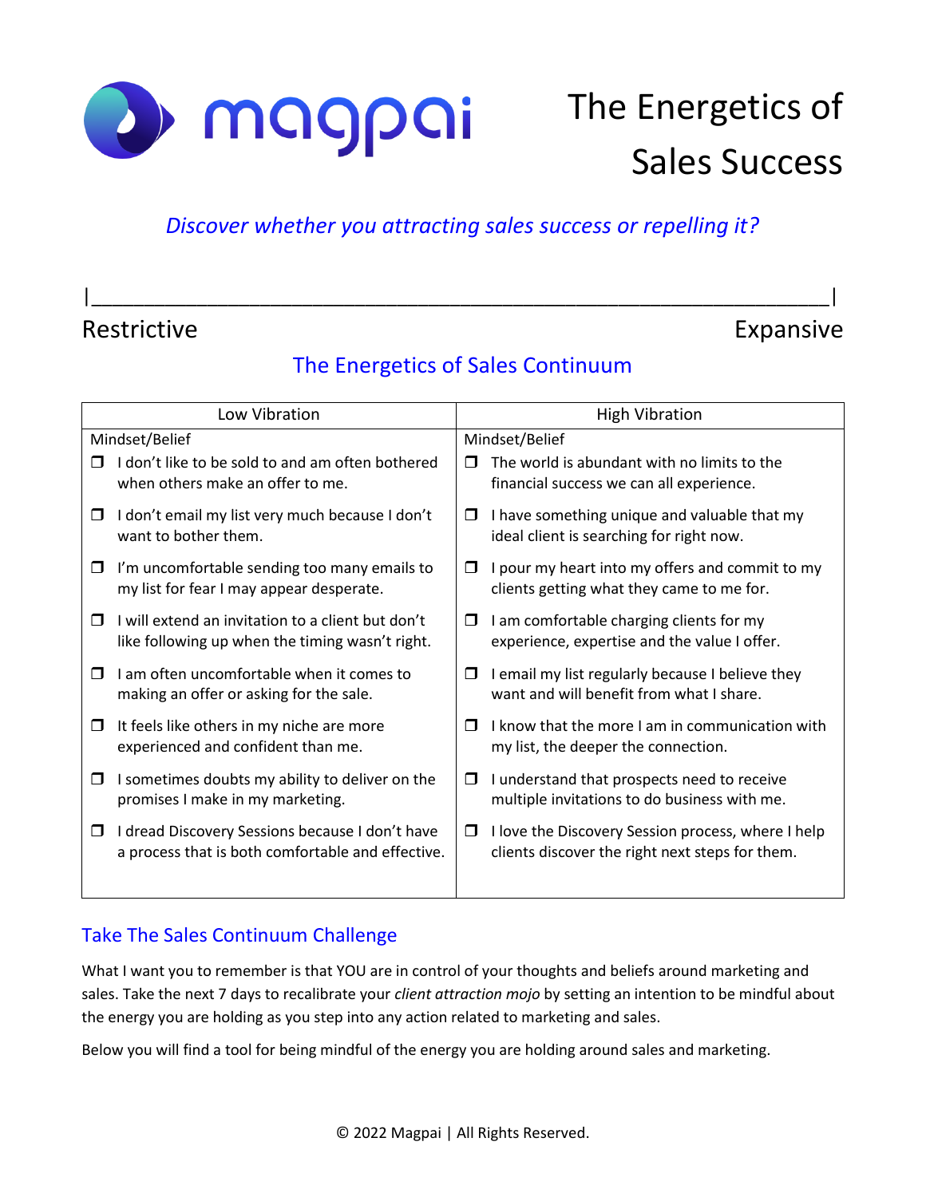magpai

# The Energetics of Sales Success

*Discover whether you attracting sales success or repelling it?*

|________________________________________________________________|

Restrictive Expansive

## The Energetics of Sales Continuum

| Low Vibration | High Vibration |
|---|---|
| Mindset/Belief | Mindset/Belief |
| ❒ I don't like to be sold to and am often bothered when others make an offer to me. | ❒ The world is abundant with no limits to the financial success we can all experience. |
| ❒ I don't email my list very much because I don't want to bother them. | ❒ I have something unique and valuable that my ideal client is searching for right now. |
| ❒ I'm uncomfortable sending too many emails to my list for fear I may appear desperate. | ❒ I pour my heart into my offers and commit to my clients getting what they came to me for. |
| ❒ I will extend an invitation to a client but don't like following up when the timing wasn't right. | ❒ I am comfortable charging clients for my experience, expertise and the value I offer. |
| ❒ I am often uncomfortable when it comes to making an offer or asking for the sale. | ❒ I email my list regularly because I believe they want and will benefit from what I share. |
| ❒ It feels like others in my niche are more experienced and confident than me. | ❒ I know that the more I am in communication with my list, the deeper the connection. |
| ❒ I sometimes doubts my ability to deliver on the promises I make in my marketing. | ❒ I understand that prospects need to receive multiple invitations to do business with me. |
| ❒ I dread Discovery Sessions because I don't have a process that is both comfortable and effective. | ❒ I love the Discovery Session process, where I help clients discover the right next steps for them. |

## Take The Sales Continuum Challenge

What I want you to remember is that YOU are in control of your thoughts and beliefs around marketing and sales. Take the next 7 days to recalibrate your *client attraction mojo* by setting an intention to be mindful about the energy you are holding as you step into any action related to marketing and sales.

Below you will find a tool for being mindful of the energy you are holding around sales and marketing.

© 2022 Magpai | All Rights Reserved.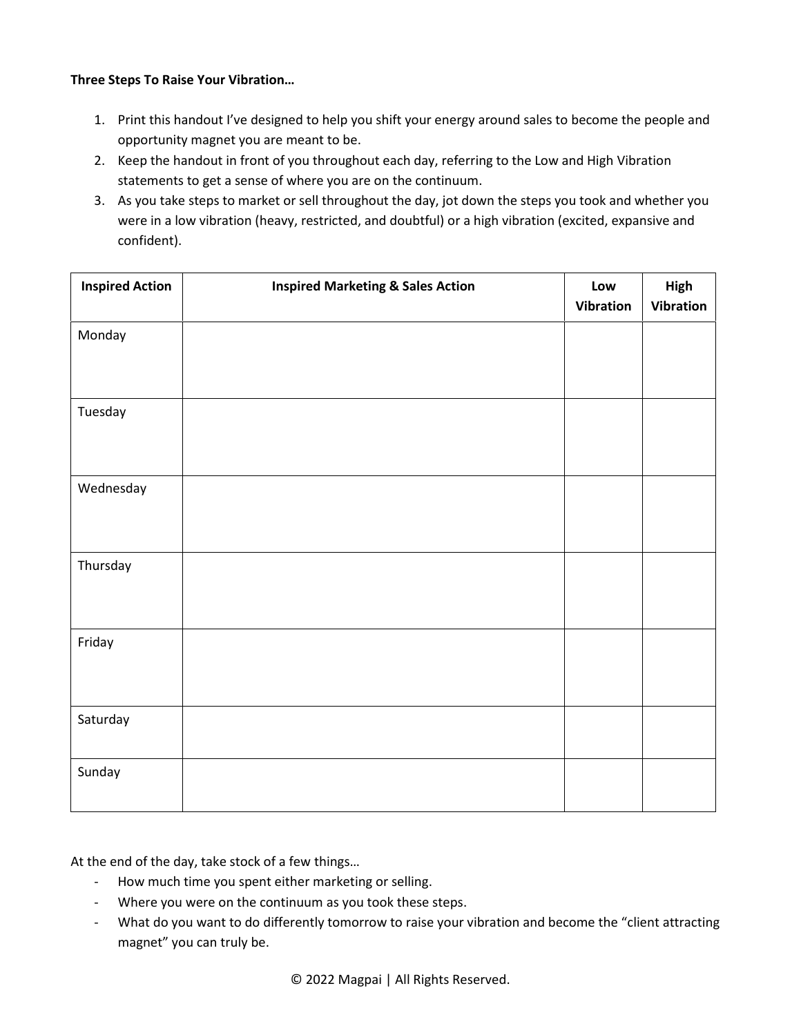**Three Steps To Raise Your Vibration…**

1. Print this handout I've designed to help you shift your energy around sales to become the people and opportunity magnet you are meant to be.
2. Keep the handout in front of you throughout each day, referring to the Low and High Vibration statements to get a sense of where you are on the continuum.
3. As you take steps to market or sell throughout the day, jot down the steps you took and whether you were in a low vibration (heavy, restricted, and doubtful) or a high vibration (excited, expansive and confident).

| Inspired Action | Inspired Marketing & Sales Action | Low Vibration | High Vibration |
|---|---|---|---|
| Monday | | | |
| Tuesday | | | |
| Wednesday | | | |
| Thursday | | | |
| Friday | | | |
| Saturday | | | |
| Sunday | | | |

At the end of the day, take stock of a few things…

- How much time you spent either marketing or selling.
- Where you were on the continuum as you took these steps.
- What do you want to do differently tomorrow to raise your vibration and become the "client attracting magnet" you can truly be.

© 2022 Magpai | All Rights Reserved.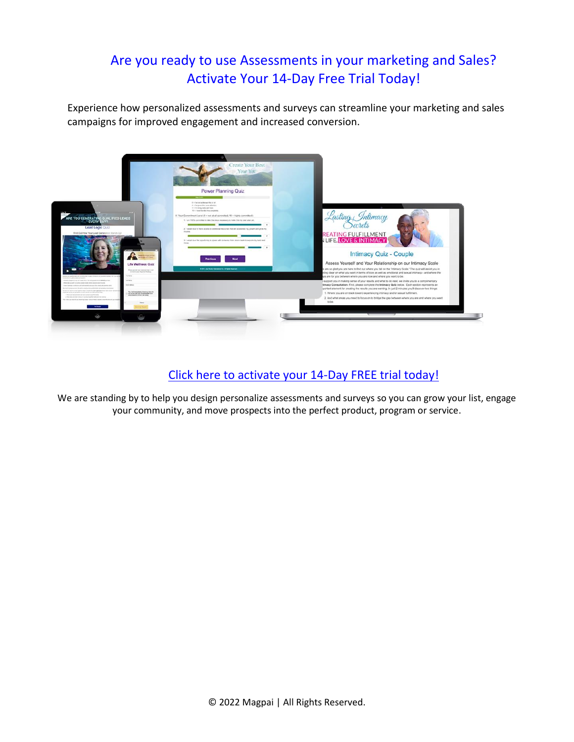## Are you ready to use Assessments in your marketing and Sales? Activate Your 14-Day Free Trial Today!

Experience how personalized assessments and surveys can streamline your marketing and sales campaigns for improved engagement and increased conversion.

Click here to activate your 14-Day FREE trial today!

We are standing by to help you design personalize assessments and surveys so you can grow your list, engage your community, and move prospects into the perfect product, program or service.

© 2022 Magpai | All Rights Reserved.